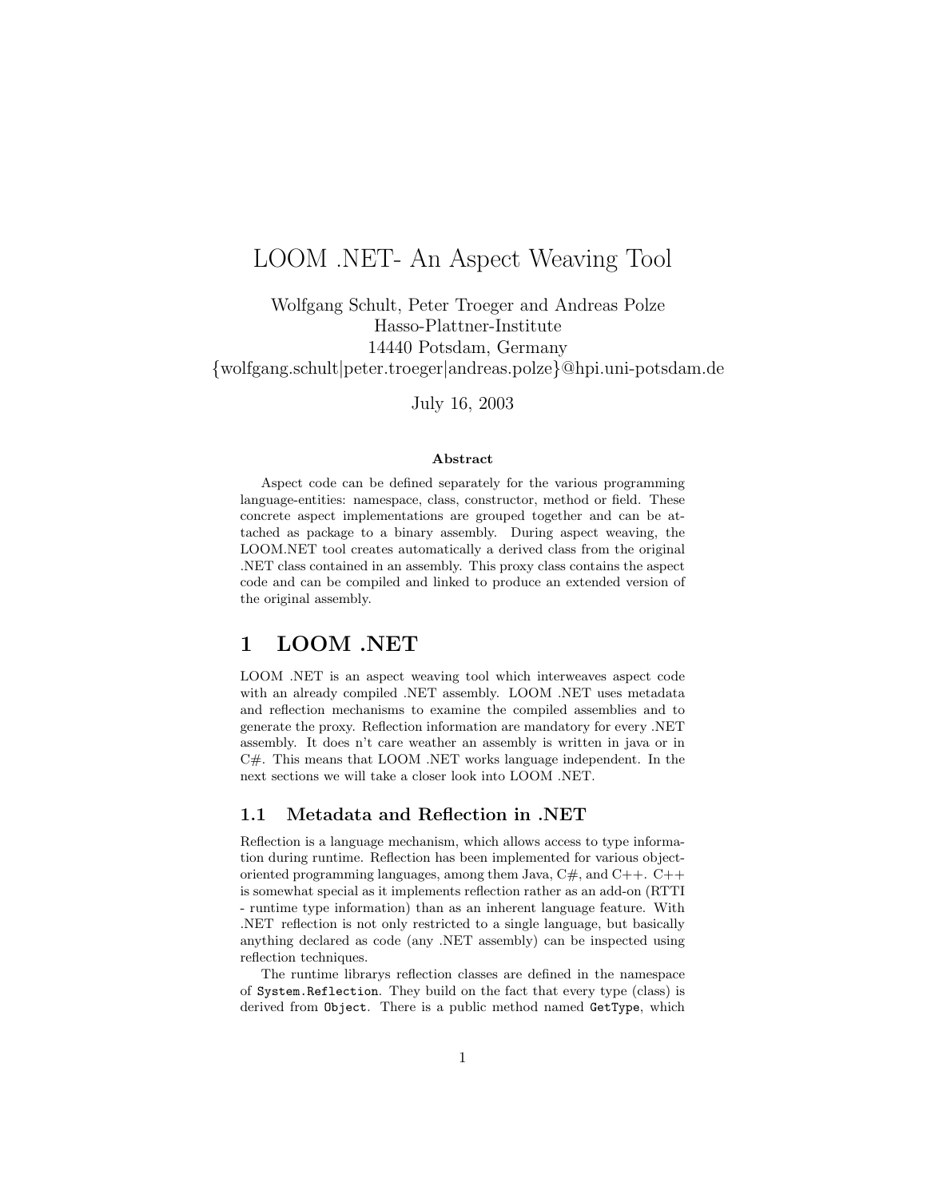# LOOM .NET- An Aspect Weaving Tool

Wolfgang Schult, Peter Troeger and Andreas Polze
Hasso-Plattner-Institute
14440 Potsdam, Germany
{wolfgang.schult|peter.troeger|andreas.polze}@hpi.uni-potsdam.de

July 16, 2003

**Abstract**

Aspect code can be defined separately for the various programming language-entities: namespace, class, constructor, method or field. These concrete aspect implementations are grouped together and can be attached as package to a binary assembly. During aspect weaving, the LOOM.NET tool creates automatically a derived class from the original .NET class contained in an assembly. This proxy class contains the aspect code and can be compiled and linked to produce an extended version of the original assembly.

## 1 LOOM .NET

LOOM .NET is an aspect weaving tool which interweaves aspect code with an already compiled .NET assembly. LOOM .NET uses metadata and reflection mechanisms to examine the compiled assemblies and to generate the proxy. Reflection information are mandatory for every .NET assembly. It does n't care weather an assembly is written in java or in C#. This means that LOOM .NET works language independent. In the next sections we will take a closer look into LOOM .NET.

### 1.1 Metadata and Reflection in .NET

Reflection is a language mechanism, which allows access to type information during runtime. Reflection has been implemented for various object-oriented programming languages, among them Java, C#, and C++. C++ is somewhat special as it implements reflection rather as an add-on (RTTI - runtime type information) than as an inherent language feature. With .NET reflection is not only restricted to a single language, but basically anything declared as code (any .NET assembly) can be inspected using reflection techniques.

The runtime librarys reflection classes are defined in the namespace of `System.Reflection`. They build on the fact that every type (class) is derived from `Object`. There is a public method named `GetType`, which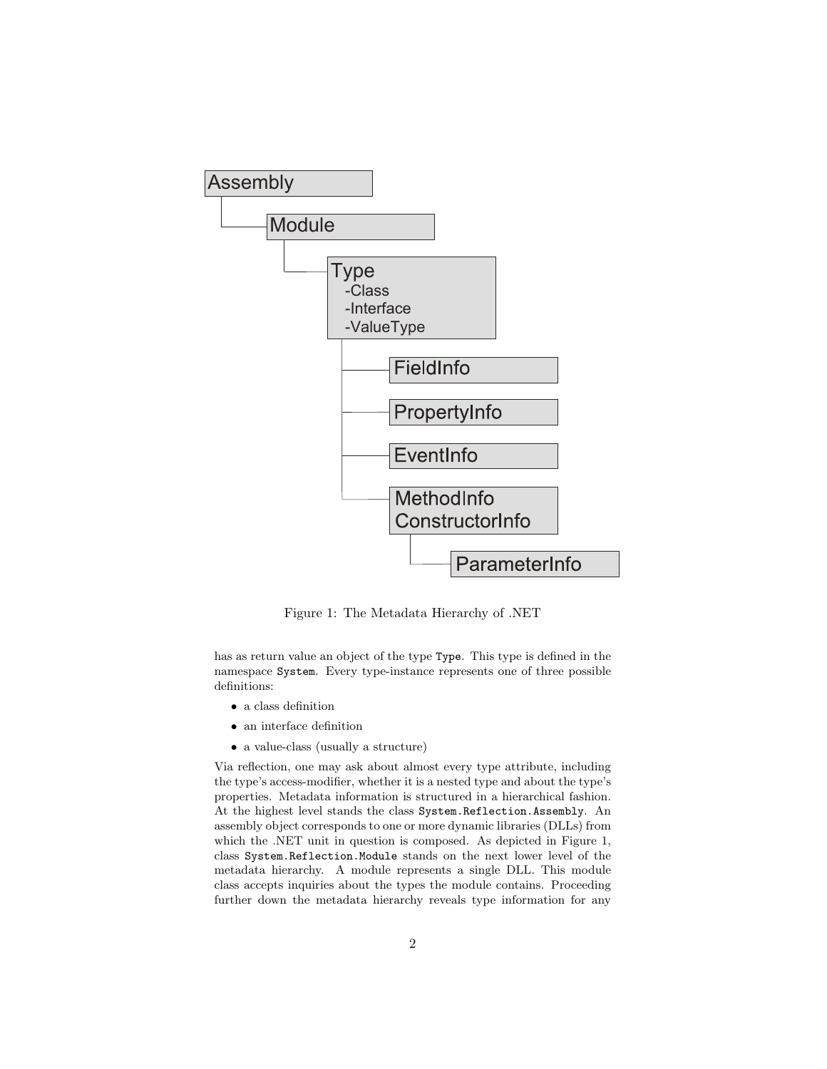Figure 1: The Metadata Hierarchy of .NET

has as return value an object of the type `Type`. This type is defined in the namespace `System`. Every type-instance represents one of three possible definitions:

- a class definition
- an interface definition
- a value-class (usually a structure)

Via reflection, one may ask about almost every type attribute, including the type's access-modifier, whether it is a nested type and about the type's properties. Metadata information is structured in a hierarchical fashion. At the highest level stands the class `System.Reflection.Assembly`. An assembly object corresponds to one or more dynamic libraries (DLLs) from which the .NET unit in question is composed. As depicted in Figure 1, class `System.Reflection.Module` stands on the next lower level of the metadata hierarchy. A module represents a single DLL. This module class accepts inquiries about the types the module contains. Proceeding further down the metadata hierarchy reveals type information for any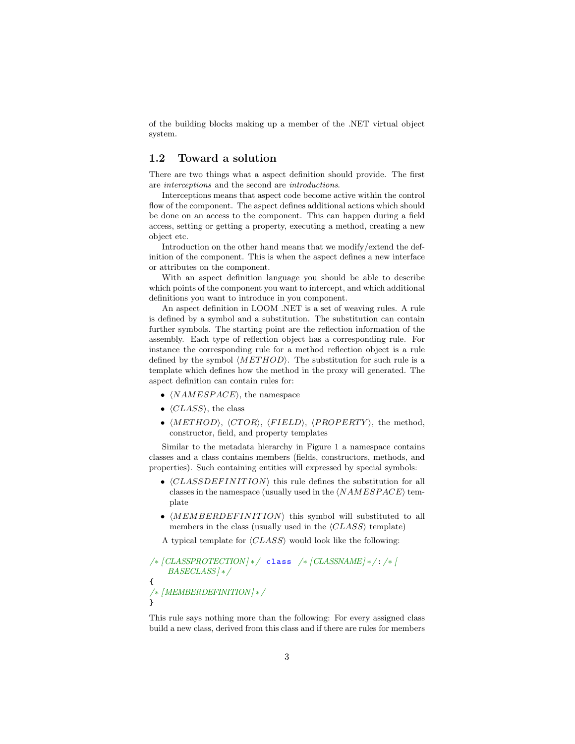of the building blocks making up a member of the .NET virtual object system.

## 1.2 Toward a solution

There are two things what a aspect definition should provide. The first are *interceptions* and the second are *introductions*.

Interceptions means that aspect code become active within the control flow of the component. The aspect defines additional actions which should be done on an access to the component. This can happen during a field access, setting or getting a property, executing a method, creating a new object etc.

Introduction on the other hand means that we modify/extend the definition of the component. This is when the aspect defines a new interface or attributes on the component.

With an aspect definition language you should be able to describe which points of the component you want to intercept, and which additional definitions you want to introduce in you component.

An aspect definition in LOOM .NET is a set of weaving rules. A rule is defined by a symbol and a substitution. The substitution can contain further symbols. The starting point are the reflection information of the assembly. Each type of reflection object has a corresponding rule. For instance the corresponding rule for a method reflection object is a rule defined by the symbol $\langle METHOD \rangle$. The substitution for such rule is a template which defines how the method in the proxy will generated. The aspect definition can contain rules for:

- $\langle NAMESPACE \rangle$, the namespace
- $\langle CLASS \rangle$, the class
- $\langle METHOD \rangle$, $\langle CTOR \rangle$, $\langle FIELD \rangle$, $\langle PROPERTY \rangle$, the method, constructor, field, and property templates

Similar to the metadata hierarchy in Figure 1 a namespace contains classes and a class contains members (fields, constructors, methods, and properties). Such containing entities will expressed by special symbols:

- $\langle CLASSDEFINITION \rangle$ this rule defines the substitution for all classes in the namespace (usually used in the $\langle NAMESPACE \rangle$ template
- $\langle MEMBERDEFINITION \rangle$ this symbol will substituted to all members in the class (usually used in the $\langle CLASS \rangle$ template)

A typical template for $\langle CLASS \rangle$ would look like the following:

```
/*[CLASSPROTECTION]*/ class /*[CLASSNAME]*/:/*[BASECLASS]*/
{
/*[MEMBERDEFINITION]*/
}
```

This rule says nothing more than the following: For every assigned class build a new class, derived from this class and if there are rules for members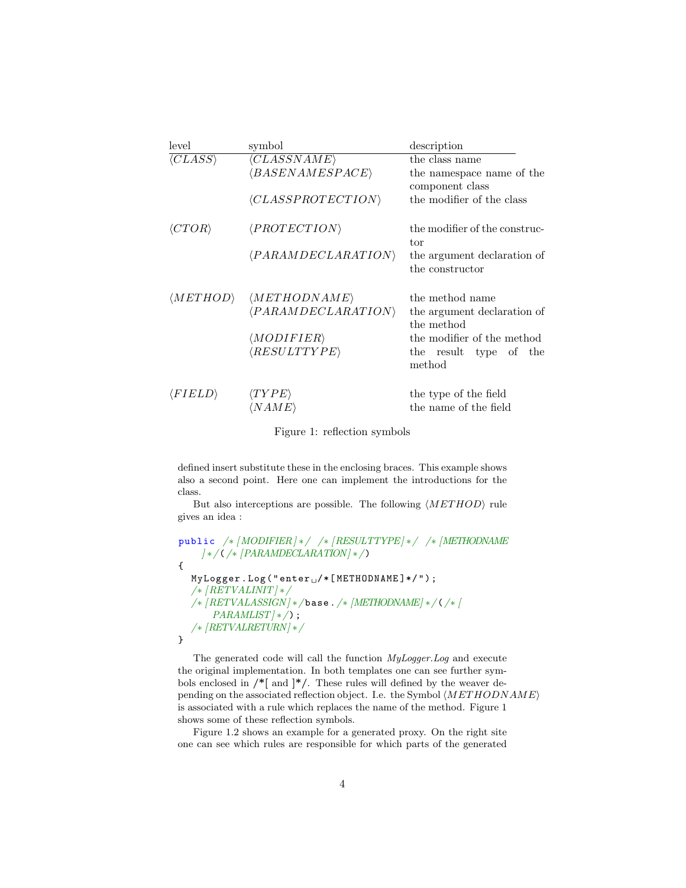| level | symbol | description |
|---|---|---|
| ⟨*CLASS*⟩ | ⟨*CLASSNAME*⟩ | the class name |
| | ⟨*BASENAMESPACE*⟩ | the namespace name of the component class |
| | ⟨*CLASSPROTECTION*⟩ | the modifier of the class |
| ⟨*CTOR*⟩ | ⟨*PROTECTION*⟩ | the modifier of the constructor |
| | ⟨*PARAMDECLARATION*⟩ | the argument declaration of the constructor |
| ⟨*METHOD*⟩ | ⟨*METHODNAME*⟩ | the method name |
| | ⟨*PARAMDECLARATION*⟩ | the argument declaration of the method |
| | ⟨*MODIFIER*⟩ | the modifier of the method |
| | ⟨*RESULTTYPE*⟩ | the result type of the method |
| ⟨*FIELD*⟩ | ⟨*TYPE*⟩ | the type of the field |
| | ⟨*NAME*⟩ | the name of the field |

Figure 1: reflection symbols

defined insert substitute these in the enclosing braces. This example shows also a second point. Here one can implement the introductions for the class.

But also interceptions are possible. The following ⟨*METHOD*⟩ rule gives an idea :

```
public /*[MODIFIER]*/ /*[RESULTTYPE]*/ /*[METHODNAME
    ]*/(/*[PARAMDECLARATION]*/)
{
  MyLogger.Log("enter /*[METHODNAME]*/");
  /*[RETVALINIT]*/
  /*[RETVALASSIGN]*/base./*[METHODNAME]*/(/*[
      PARAMLIST]*/);
  /*[RETVALRETURN]*/
}
```

The generated code will call the function *MyLogger.Log* and execute the original implementation. In both templates one can see further symbols enclosed in /*[ and ]*/. These rules will defined by the weaver depending on the associated reflection object. I.e. the Symbol ⟨*METHODNAME*⟩ is associated with a rule which replaces the name of the method. Figure 1 shows some of these reflection symbols.

Figure 1.2 shows an example for a generated proxy. On the right site one can see which rules are responsible for which parts of the generated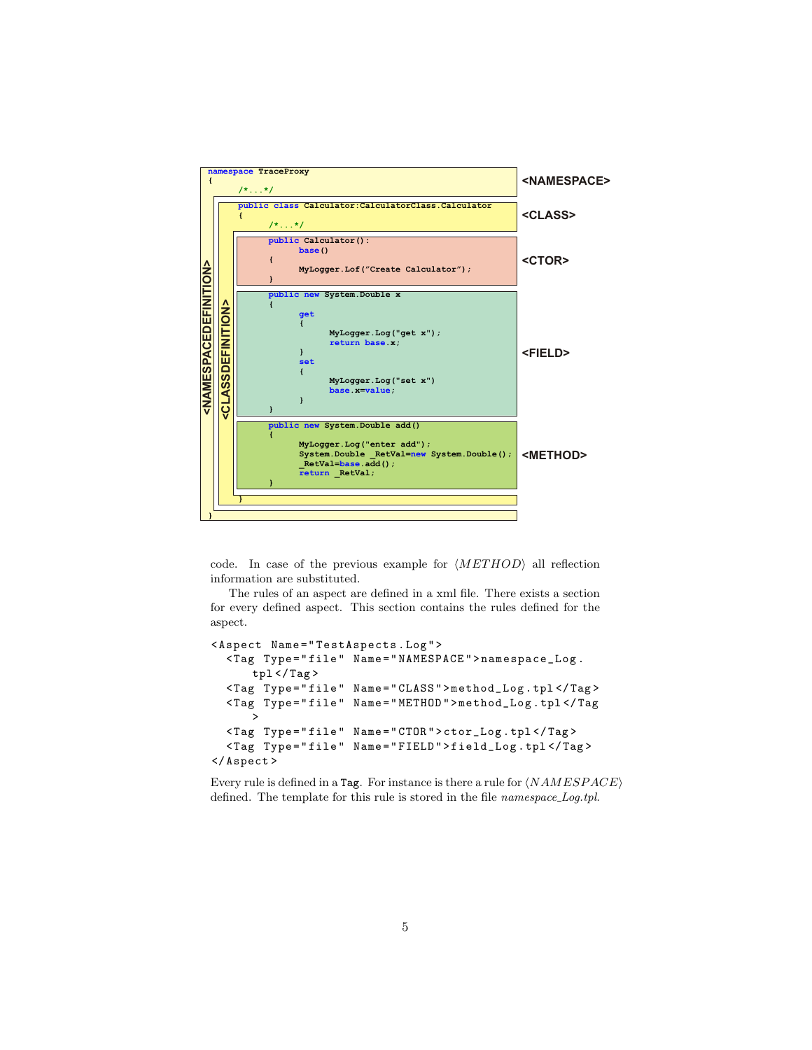```
namespace TraceProxy
{
    /*...*/
    public class Calculator:CalculatorClass.Calculator
    {
        /*...*/
        public Calculator():
            base()
        {
            MyLogger.Lof("Create Calculator");
        }
        public new System.Double x
        {
            get
            {
                MyLogger.Log("get x");
                return base.x;
            }
            set
            {
                MyLogger.Log("set x")
                base.x=value;
            }
        }
        public new System.Double add()
        {
            MyLogger.Log("enter add");
            System.Double _RetVal=new System.Double();
            _RetVal=base.add();
            return _RetVal;
        }
    }
}
```

<NAMESPACE> <CLASS> <CTOR> <FIELD> <METHOD> <NAMESPACEDEFINITION> <CLASSDEFINITION>

code. In case of the previous example for ⟨*METHOD*⟩ all reflection information are substituted.

The rules of an aspect are defined in a xml file. There exists a section for every defined aspect. This section contains the rules defined for the aspect.

```
<Aspect Name="TestAspects.Log">
  <Tag Type="file" Name="NAMESPACE">namespace_Log.
     tpl</Tag>
  <Tag Type="file" Name="CLASS">method_Log.tpl</Tag>
  <Tag Type="file" Name="METHOD">method_Log.tpl</Tag
     >
  <Tag Type="file" Name="CTOR">ctor_Log.tpl</Tag>
  <Tag Type="file" Name="FIELD">field_Log.tpl</Tag>
</Aspect>
```

Every rule is defined in a `Tag`. For instance is there a rule for ⟨*NAMESPACE*⟩ defined. The template for this rule is stored in the file *namespace_Log.tpl*.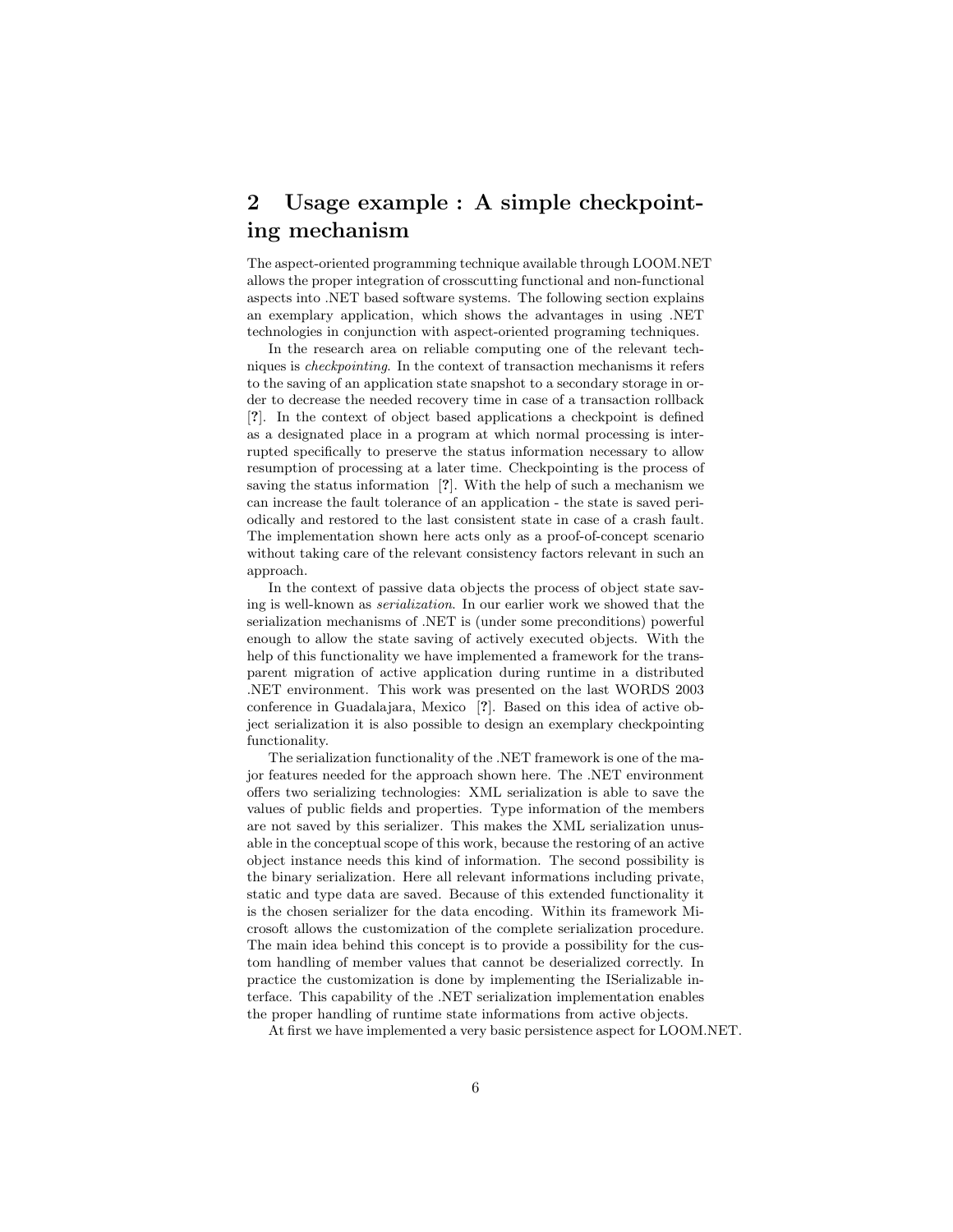## 2 Usage example : A simple checkpointing mechanism

The aspect-oriented programming technique available through LOOM.NET allows the proper integration of crosscutting functional and non-functional aspects into .NET based software systems. The following section explains an exemplary application, which shows the advantages in using .NET technologies in conjunction with aspect-oriented programing techniques.

In the research area on reliable computing one of the relevant techniques is *checkpointing*. In the context of transaction mechanisms it refers to the saving of an application state snapshot to a secondary storage in order to decrease the needed recovery time in case of a transaction rollback [**?**]. In the context of object based applications a checkpoint is defined as a designated place in a program at which normal processing is interrupted specifically to preserve the status information necessary to allow resumption of processing at a later time. Checkpointing is the process of saving the status information [**?**]. With the help of such a mechanism we can increase the fault tolerance of an application - the state is saved periodically and restored to the last consistent state in case of a crash fault. The implementation shown here acts only as a proof-of-concept scenario without taking care of the relevant consistency factors relevant in such an approach.

In the context of passive data objects the process of object state saving is well-known as *serialization*. In our earlier work we showed that the serialization mechanisms of .NET is (under some preconditions) powerful enough to allow the state saving of actively executed objects. With the help of this functionality we have implemented a framework for the transparent migration of active application during runtime in a distributed .NET environment. This work was presented on the last WORDS 2003 conference in Guadalajara, Mexico [**?**]. Based on this idea of active object serialization it is also possible to design an exemplary checkpointing functionality.

The serialization functionality of the .NET framework is one of the major features needed for the approach shown here. The .NET environment offers two serializing technologies: XML serialization is able to save the values of public fields and properties. Type information of the members are not saved by this serializer. This makes the XML serialization unusable in the conceptual scope of this work, because the restoring of an active object instance needs this kind of information. The second possibility is the binary serialization. Here all relevant informations including private, static and type data are saved. Because of this extended functionality it is the chosen serializer for the data encoding. Within its framework Microsoft allows the customization of the complete serialization procedure. The main idea behind this concept is to provide a possibility for the custom handling of member values that cannot be deserialized correctly. In practice the customization is done by implementing the ISerializable interface. This capability of the .NET serialization implementation enables the proper handling of runtime state informations from active objects.

At first we have implemented a very basic persistence aspect for LOOM.NET.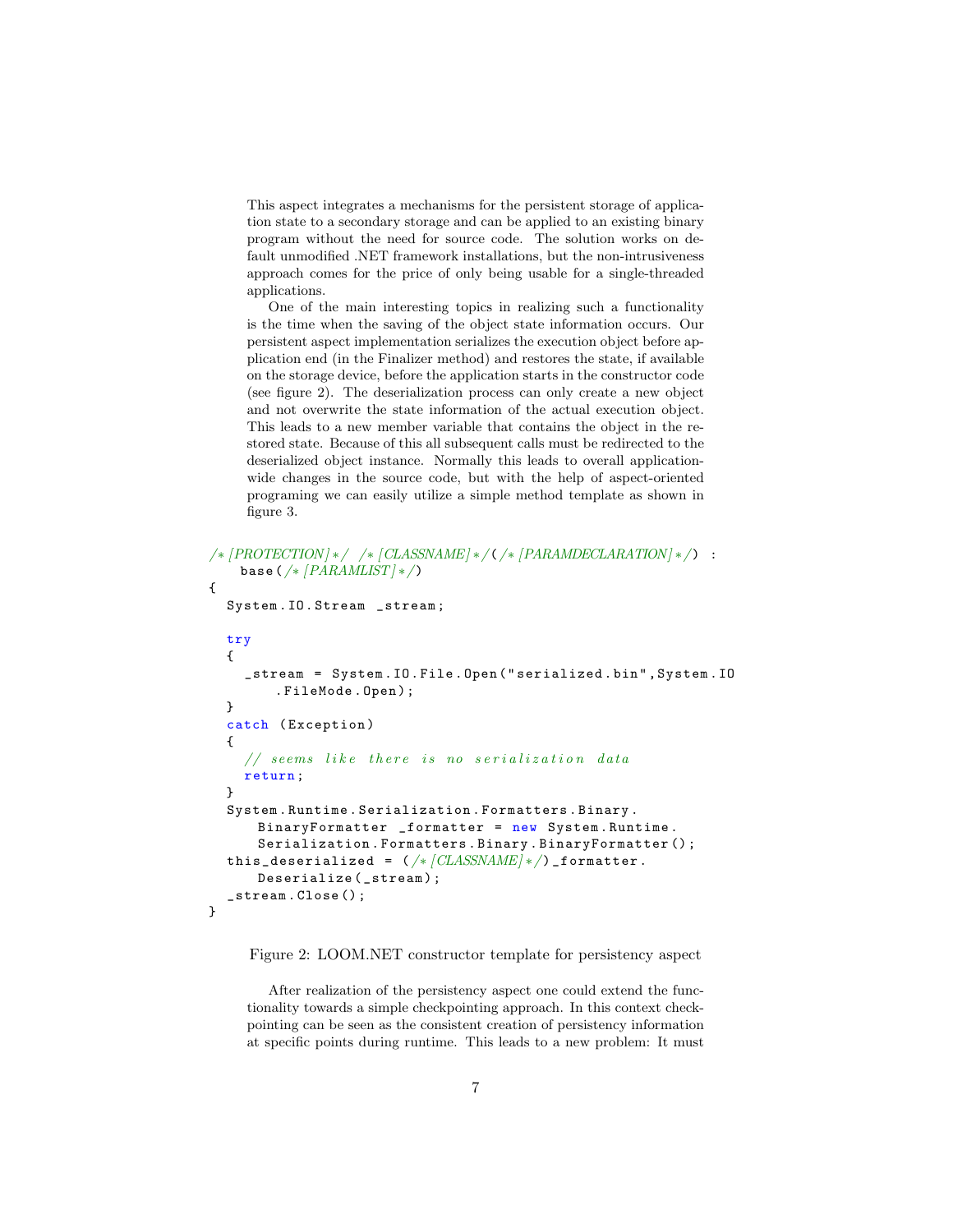This aspect integrates a mechanisms for the persistent storage of application state to a secondary storage and can be applied to an existing binary program without the need for source code. The solution works on default unmodified .NET framework installations, but the non-intrusiveness approach comes for the price of only being usable for a single-threaded applications.

One of the main interesting topics in realizing such a functionality is the time when the saving of the object state information occurs. Our persistent aspect implementation serializes the execution object before application end (in the Finalizer method) and restores the state, if available on the storage device, before the application starts in the constructor code (see figure 2). The deserialization process can only create a new object and not overwrite the state information of the actual execution object. This leads to a new member variable that contains the object in the restored state. Because of this all subsequent calls must be redirected to the deserialized object instance. Normally this leads to overall application-wide changes in the source code, but with the help of aspect-oriented programing we can easily utilize a simple method template as shown in figure 3.

```
/*[PROTECTION]*/ /*[CLASSNAME]*/(/*[PARAMDECLARATION]*/) :
    base(/*[PARAMLIST]*/)
{
  System.IO.Stream _stream;

  try
  {
    _stream = System.IO.File.Open("serialized.bin",System.IO
        .FileMode.Open);
  }
  catch (Exception)
  {
    // seems like there is no serialization data
    return;
  }
  System.Runtime.Serialization.Formatters.Binary.
      BinaryFormatter _formatter = new System.Runtime.
      Serialization.Formatters.Binary.BinaryFormatter();
  this_deserialized = (/*[CLASSNAME]*/)_formatter.
      Deserialize(_stream);
  _stream.Close();
}
```

Figure 2: LOOM.NET constructor template for persistency aspect

After realization of the persistency aspect one could extend the functionality towards a simple checkpointing approach. In this context checkpointing can be seen as the consistent creation of persistency information at specific points during runtime. This leads to a new problem: It must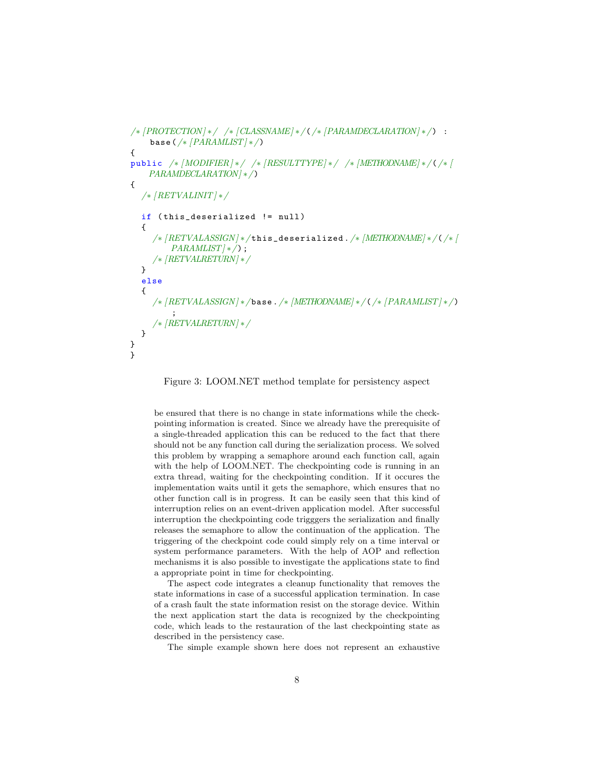```
/*[PROTECTION]*/ /*[CLASSNAME]*/(/*[PARAMDECLARATION]*/) :
    base(/*[PARAMLIST]*/)
{
public /*[MODIFIER]*/ /*[RESULTTYPE]*/ /*[METHODNAME]*/(/*[
    PARAMDECLARATION]*/)
{
  /*[RETVALINIT]*/

  if (this_deserialized != null)
  {
    /*[RETVALASSIGN]*/this_deserialized./*[METHODNAME]*/(/*[
        PARAMLIST]*/);
    /*[RETVALRETURN]*/
  }
  else
  {
    /*[RETVALASSIGN]*/base./*[METHODNAME]*/(/*[PARAMLIST]*/)
        ;
    /*[RETVALRETURN]*/
  }
}
}
```

Figure 3: LOOM.NET method template for persistency aspect

be ensured that there is no change in state informations while the checkpointing information is created. Since we already have the prerequisite of a single-threaded application this can be reduced to the fact that there should not be any function call during the serialization process. We solved this problem by wrapping a semaphore around each function call, again with the help of LOOM.NET. The checkpointing code is running in an extra thread, waiting for the checkpointing condition. If it occures the implementation waits until it gets the semaphore, which ensures that no other function call is in progress. It can be easily seen that this kind of interruption relies on an event-driven application model. After successful interruption the checkpointing code trigggers the serialization and finally releases the semaphore to allow the continuation of the application. The triggering of the checkpoint code could simply rely on a time interval or system performance parameters. With the help of AOP and reflection mechanisms it is also possible to investigate the applications state to find a appropriate point in time for checkpointing.

The aspect code integrates a cleanup functionality that removes the state informations in case of a successful application termination. In case of a crash fault the state information resist on the storage device. Within the next application start the data is recognized by the checkpointing code, which leads to the restauration of the last checkpointing state as described in the persistency case.

The simple example shown here does not represent an exhaustive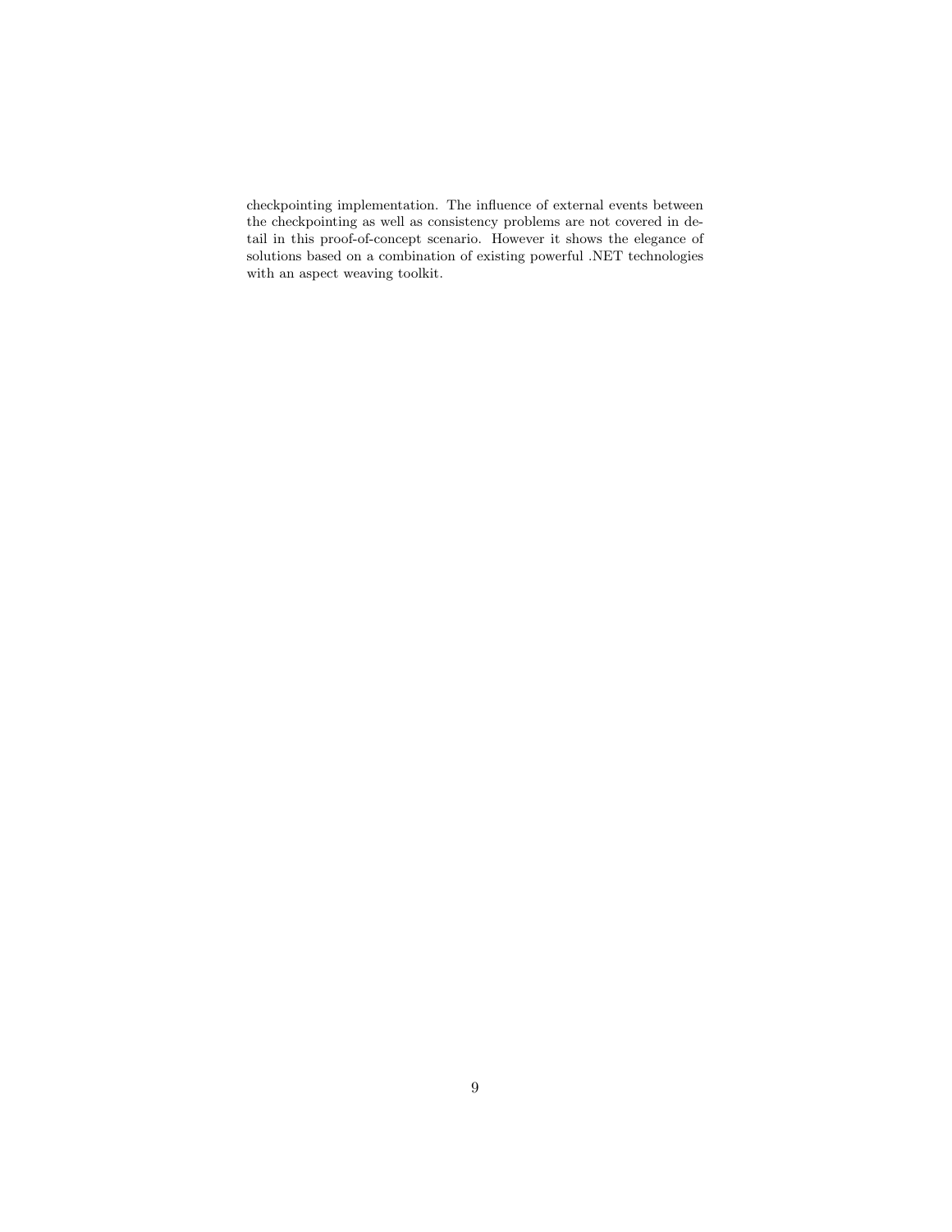checkpointing implementation. The influence of external events between the checkpointing as well as consistency problems are not covered in detail in this proof-of-concept scenario. However it shows the elegance of solutions based on a combination of existing powerful .NET technologies with an aspect weaving toolkit.